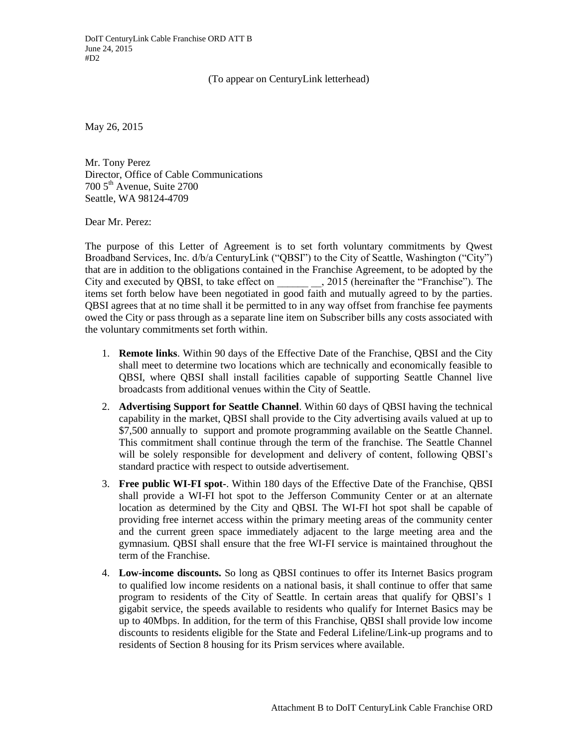(To appear on CenturyLink letterhead)

May 26, 2015

Mr. Tony Perez
Director, Office of Cable Communications
700 5th Avenue, Suite 2700
Seattle, WA 98124-4709

Dear Mr. Perez:

The purpose of this Letter of Agreement is to set forth voluntary commitments by Qwest Broadband Services, Inc. d/b/a CenturyLink ("QBSI") to the City of Seattle, Washington ("City") that are in addition to the obligations contained in the Franchise Agreement, to be adopted by the City and executed by QBSI, to take effect on ______ __, 2015 (hereinafter the "Franchise"). The items set forth below have been negotiated in good faith and mutually agreed to by the parties. QBSI agrees that at no time shall it be permitted to in any way offset from franchise fee payments owed the City or pass through as a separate line item on Subscriber bills any costs associated with the voluntary commitments set forth within.

1. **Remote links**. Within 90 days of the Effective Date of the Franchise, QBSI and the City shall meet to determine two locations which are technically and economically feasible to QBSI, where QBSI shall install facilities capable of supporting Seattle Channel live broadcasts from additional venues within the City of Seattle.
2. **Advertising Support for Seattle Channel**. Within 60 days of QBSI having the technical capability in the market, QBSI shall provide to the City advertising avails valued at up to $7,500 annually to support and promote programming available on the Seattle Channel. This commitment shall continue through the term of the franchise. The Seattle Channel will be solely responsible for development and delivery of content, following QBSI's standard practice with respect to outside advertisement.
3. **Free public WI-FI spot-**. Within 180 days of the Effective Date of the Franchise, QBSI shall provide a WI-FI hot spot to the Jefferson Community Center or at an alternate location as determined by the City and QBSI. The WI-FI hot spot shall be capable of providing free internet access within the primary meeting areas of the community center and the current green space immediately adjacent to the large meeting area and the gymnasium. QBSI shall ensure that the free WI-FI service is maintained throughout the term of the Franchise.
4. **Low-income discounts.** So long as QBSI continues to offer its Internet Basics program to qualified low income residents on a national basis, it shall continue to offer that same program to residents of the City of Seattle. In certain areas that qualify for QBSI's 1 gigabit service, the speeds available to residents who qualify for Internet Basics may be up to 40Mbps. In addition, for the term of this Franchise, QBSI shall provide low income discounts to residents eligible for the State and Federal Lifeline/Link-up programs and to residents of Section 8 housing for its Prism services where available.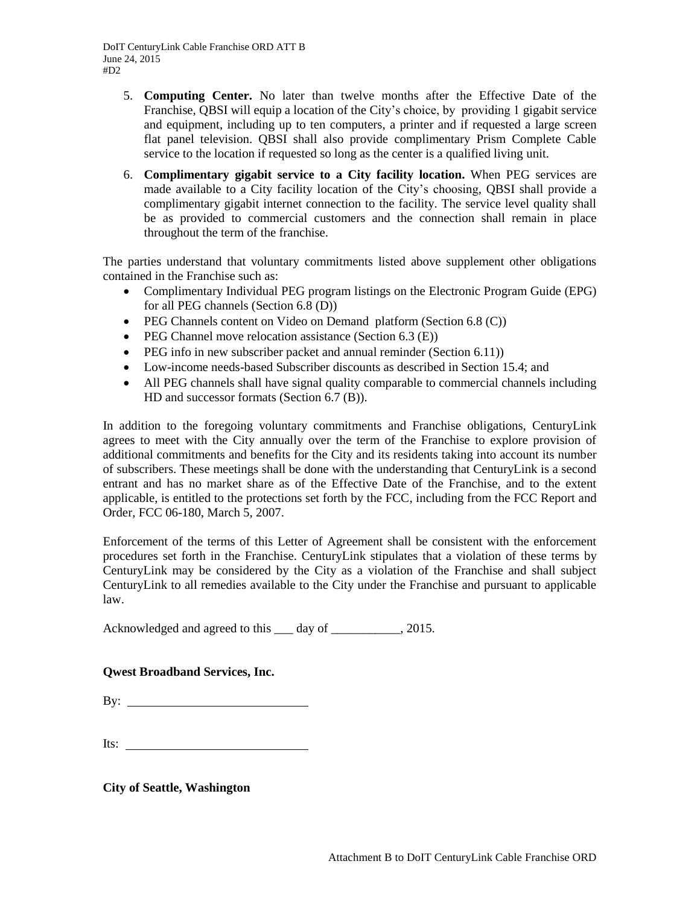5. **Computing Center.** No later than twelve months after the Effective Date of the Franchise, QBSI will equip a location of the City's choice, by providing 1 gigabit service and equipment, including up to ten computers, a printer and if requested a large screen flat panel television. QBSI shall also provide complimentary Prism Complete Cable service to the location if requested so long as the center is a qualified living unit.

6. **Complimentary gigabit service to a City facility location.** When PEG services are made available to a City facility location of the City's choosing, QBSI shall provide a complimentary gigabit internet connection to the facility. The service level quality shall be as provided to commercial customers and the connection shall remain in place throughout the term of the franchise.

The parties understand that voluntary commitments listed above supplement other obligations contained in the Franchise such as:

- Complimentary Individual PEG program listings on the Electronic Program Guide (EPG) for all PEG channels (Section 6.8 (D))
- PEG Channels content on Video on Demand platform (Section 6.8 (C))
- PEG Channel move relocation assistance (Section 6.3 (E))
- PEG info in new subscriber packet and annual reminder (Section 6.11))
- Low-income needs-based Subscriber discounts as described in Section 15.4; and
- All PEG channels shall have signal quality comparable to commercial channels including HD and successor formats (Section 6.7 (B)).

In addition to the foregoing voluntary commitments and Franchise obligations, CenturyLink agrees to meet with the City annually over the term of the Franchise to explore provision of additional commitments and benefits for the City and its residents taking into account its number of subscribers. These meetings shall be done with the understanding that CenturyLink is a second entrant and has no market share as of the Effective Date of the Franchise, and to the extent applicable, is entitled to the protections set forth by the FCC, including from the FCC Report and Order, FCC 06-180, March 5, 2007.

Enforcement of the terms of this Letter of Agreement shall be consistent with the enforcement procedures set forth in the Franchise. CenturyLink stipulates that a violation of these terms by CenturyLink may be considered by the City as a violation of the Franchise and shall subject CenturyLink to all remedies available to the City under the Franchise and pursuant to applicable law.

Acknowledged and agreed to this ___ day of ___________, 2015.

**Qwest Broadband Services, Inc.**

By: ____________________________

Its: ____________________________

**City of Seattle, Washington**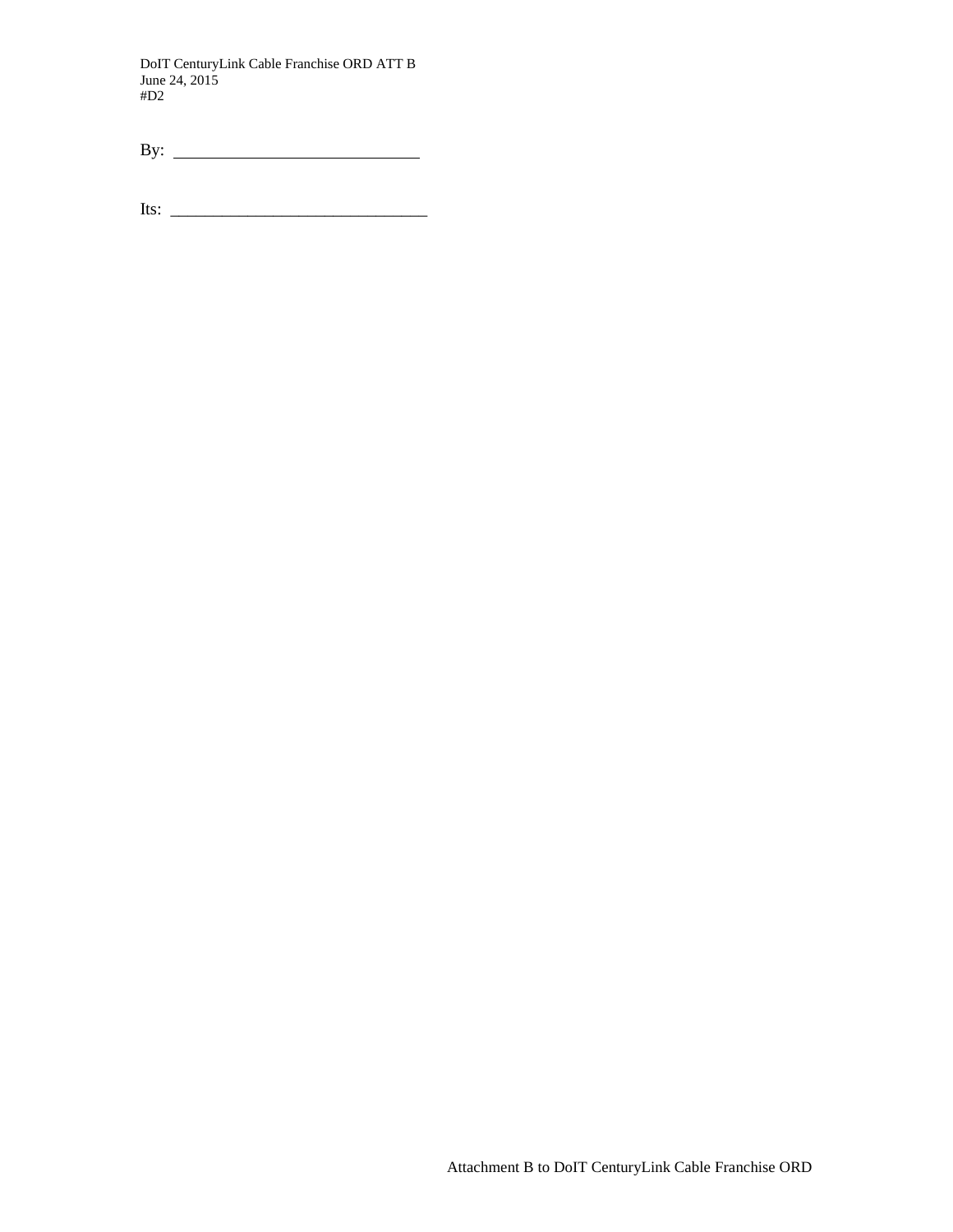By: ______________________________

Its: ______________________________